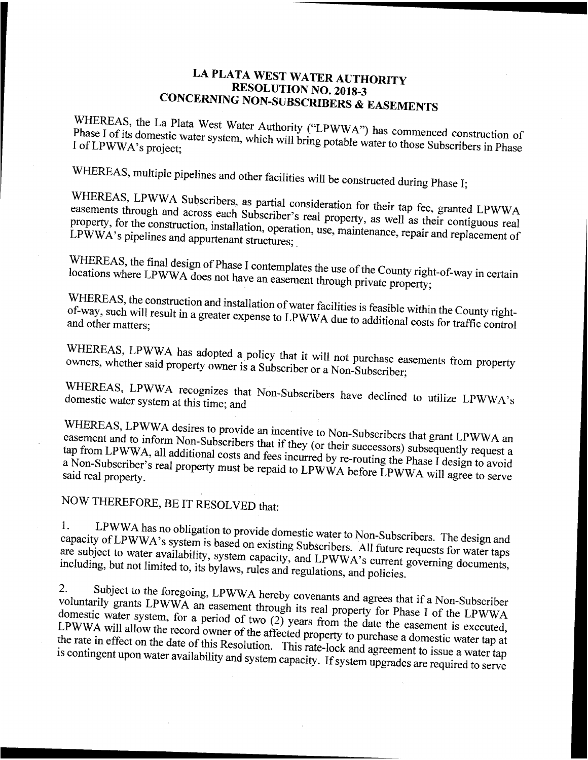# LA PLATA WEST WATER AUTHORITY
## RESOLUTION NO. 2018-3
## CONCERNING NON-SUBSCRIBERS & EASEMENTS

WHEREAS, the La Plata West Water Authority ("LPWWA") has commenced construction of Phase I of its domestic water system, which will bring potable water to those Subscribers in Phase I of LPWWA's project;

WHEREAS, multiple pipelines and other facilities will be constructed during Phase I;

WHEREAS, LPWWA Subscribers, as partial consideration for their tap fee, granted LPWWA easements through and across each Subscriber's real property, as well as their contiguous real property, for the construction, installation, operation, use, maintenance, repair and replacement of LPWWA's pipelines and appurtenant structures;

WHEREAS, the final design of Phase I contemplates the use of the County right-of-way in certain locations where LPWWA does not have an easement through private property;

WHEREAS, the construction and installation of water facilities is feasible within the County right-of-way, such will result in a greater expense to LPWWA due to additional costs for traffic control and other matters;

WHEREAS, LPWWA has adopted a policy that it will not purchase easements from property owners, whether said property owner is a Subscriber or a Non-Subscriber;

WHEREAS, LPWWA recognizes that Non-Subscribers have declined to utilize LPWWA's domestic water system at this time; and

WHEREAS, LPWWA desires to provide an incentive to Non-Subscribers that grant LPWWA an easement and to inform Non-Subscribers that if they (or their successors) subsequently request a tap from LPWWA, all additional costs and fees incurred by re-routing the Phase I design to avoid a Non-Subscriber's real property must be repaid to LPWWA before LPWWA will agree to serve said real property.

NOW THEREFORE, BE IT RESOLVED that:

1. LPWWA has no obligation to provide domestic water to Non-Subscribers. The design and capacity of LPWWA's system is based on existing Subscribers. All future requests for water taps are subject to water availability, system capacity, and LPWWA's current governing documents, including, but not limited to, its bylaws, rules and regulations, and policies.

2. Subject to the foregoing, LPWWA hereby covenants and agrees that if a Non-Subscriber voluntarily grants LPWWA an easement through its real property for Phase I of the LPWWA domestic water system, for a period of two (2) years from the date the easement is executed, LPWWA will allow the record owner of the affected property to purchase a domestic water tap at the rate in effect on the date of this Resolution. This rate-lock and agreement to issue a water tap is contingent upon water availability and system capacity. If system upgrades are required to serve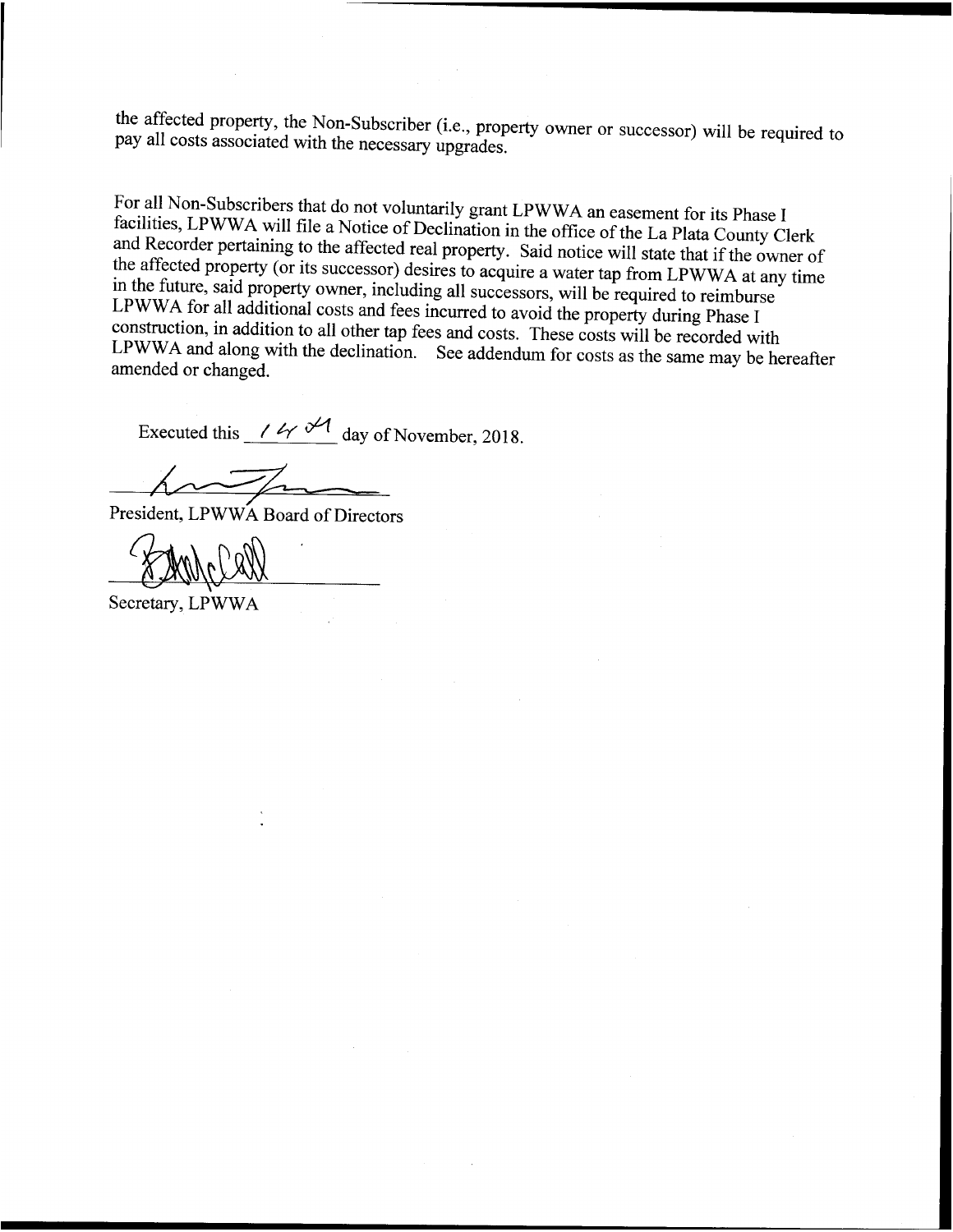the affected property, the Non-Subscriber (i.e., property owner or successor) will be required to pay all costs associated with the necessary upgrades.

For all Non-Subscribers that do not voluntarily grant LPWWA an easement for its Phase I facilities, LPWWA will file a Notice of Declination in the office of the La Plata County Clerk and Recorder pertaining to the affected real property. Said notice will state that if the owner of the affected property (or its successor) desires to acquire a water tap from LPWWA at any time in the future, said property owner, including all successors, will be required to reimburse LPWWA for all additional costs and fees incurred to avoid the property during Phase I construction, in addition to all other tap fees and costs. These costs will be recorded with LPWWA and along with the declination. See addendum for costs as the same may be hereafter amended or changed.

Executed this 14th day of November, 2018.

President, LPWWA Board of Directors

Secretary, LPWWA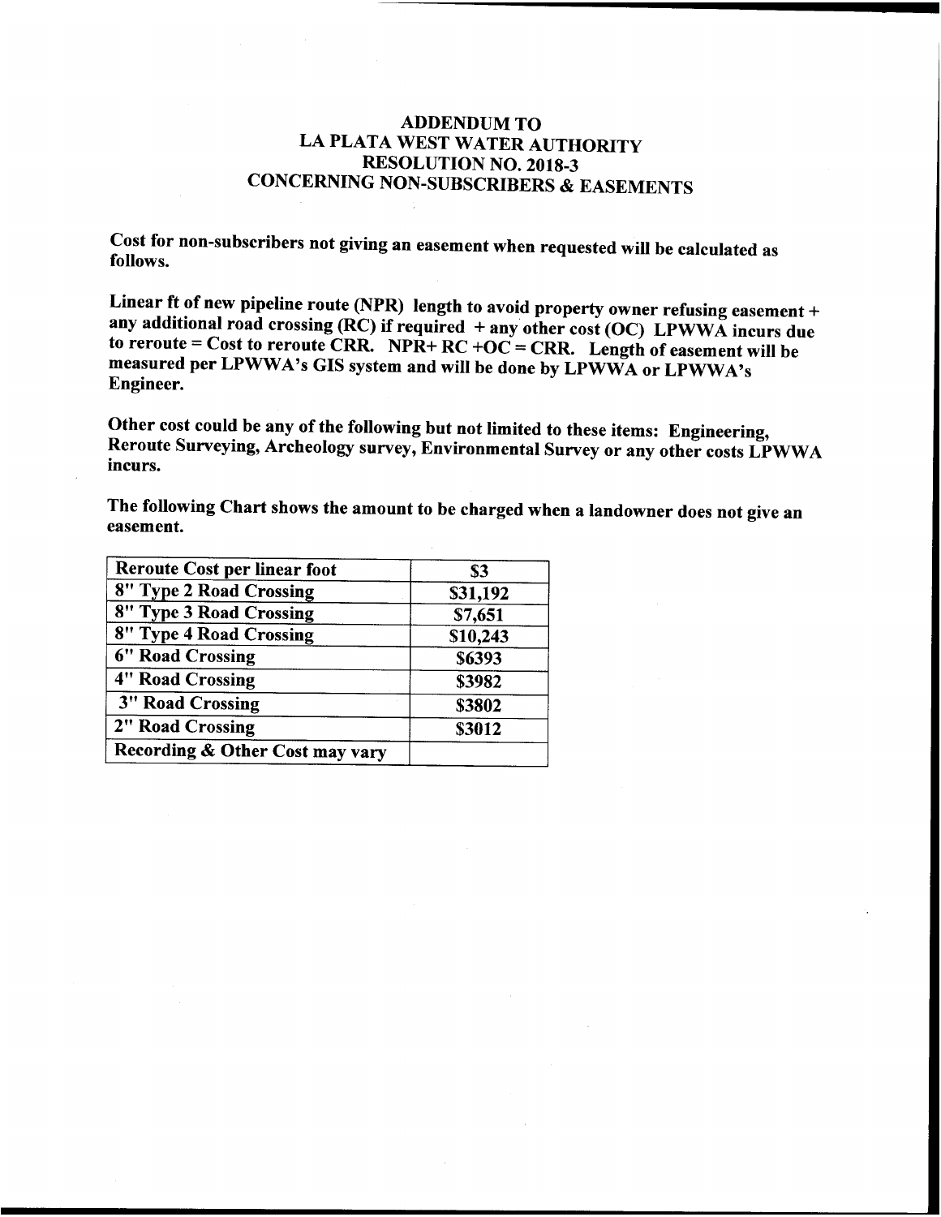# ADDENDUM TO LA PLATA WEST WATER AUTHORITY RESOLUTION NO. 2018-3 CONCERNING NON-SUBSCRIBERS & EASEMENTS

**Cost for non-subscribers not giving an easement when requested will be calculated as follows.**

**Linear ft of new pipeline route (NPR) length to avoid property owner refusing easement + any additional road crossing (RC) if required + any other cost (OC) LPWWA incurs due to reroute = Cost to reroute CRR. NPR+ RC +OC = CRR. Length of easement will be measured per LPWWA's GIS system and will be done by LPWWA or LPWWA's Engineer.**

**Other cost could be any of the following but not limited to these items: Engineering, Reroute Surveying, Archeology survey, Environmental Survey or any other costs LPWWA incurs.**

**The following Chart shows the amount to be charged when a landowner does not give an easement.**

| | |
|---|---|
| **Reroute Cost per linear foot** | **$3** |
| **8" Type 2 Road Crossing** | **$31,192** |
| **8" Type 3 Road Crossing** | **$7,651** |
| **8" Type 4 Road Crossing** | **$10,243** |
| **6" Road Crossing** | **$6393** |
| **4" Road Crossing** | **$3982** |
| **3" Road Crossing** | **$3802** |
| **2" Road Crossing** | **$3012** |
| **Recording & Other Cost may vary** | |